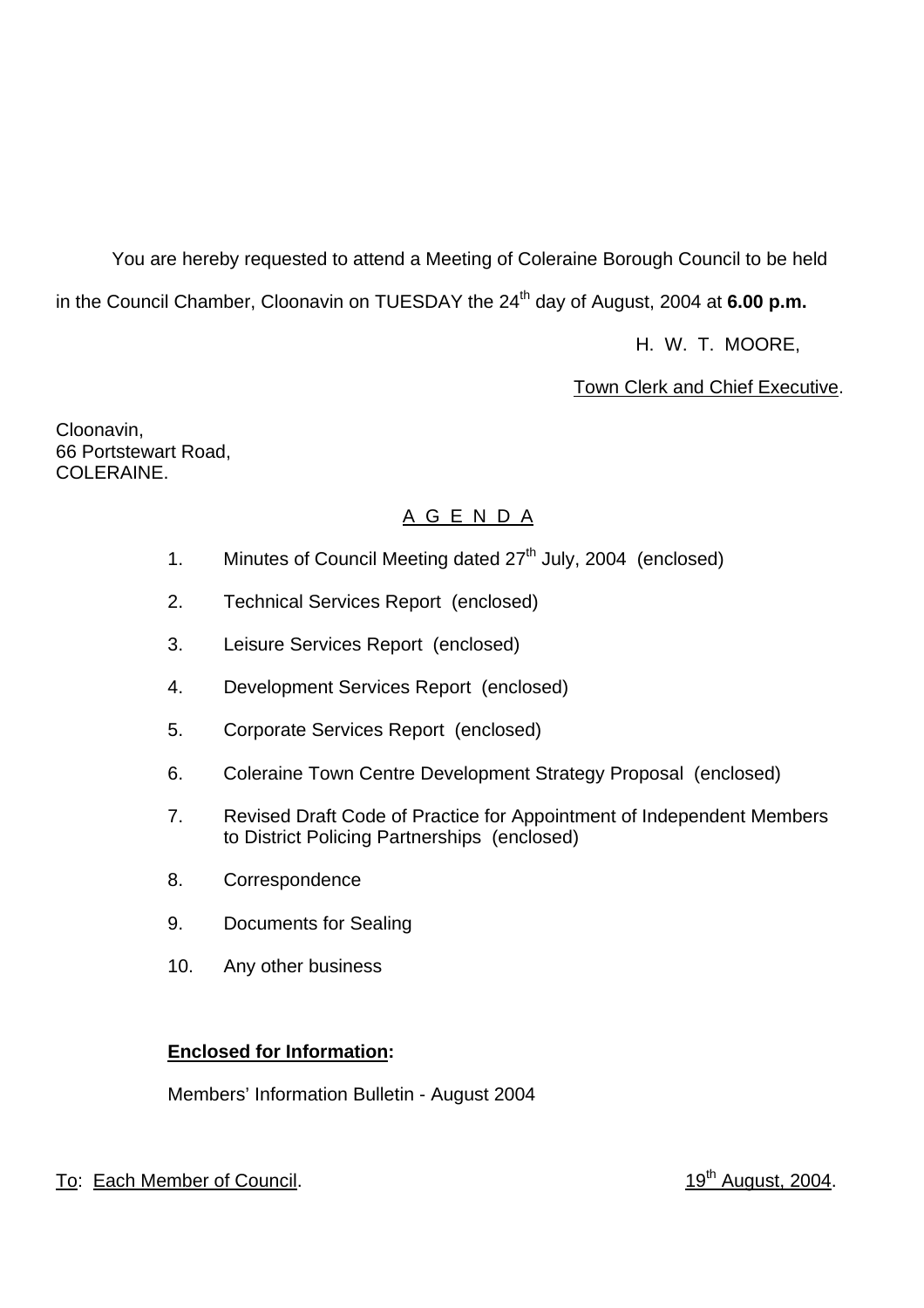You are hereby requested to attend a Meeting of Coleraine Borough Council to be held in the Council Chamber, Cloonavin on TUESDAY the 24th day of August, 2004 at **6.00 p.m.**

H. W. T. MOORE,

Town Clerk and Chief Executive.

Cloonavin,
66 Portstewart Road,
COLERAINE.

## A G E N D A

1. Minutes of Council Meeting dated 27th July, 2004 (enclosed)
2. Technical Services Report (enclosed)
3. Leisure Services Report (enclosed)
4. Development Services Report (enclosed)
5. Corporate Services Report (enclosed)
6. Coleraine Town Centre Development Strategy Proposal (enclosed)
7. Revised Draft Code of Practice for Appointment of Independent Members to District Policing Partnerships (enclosed)
8. Correspondence
9. Documents for Sealing
10. Any other business

**Enclosed for Information:**

Members' Information Bulletin - August 2004

To: Each Member of Council.

19th August, 2004.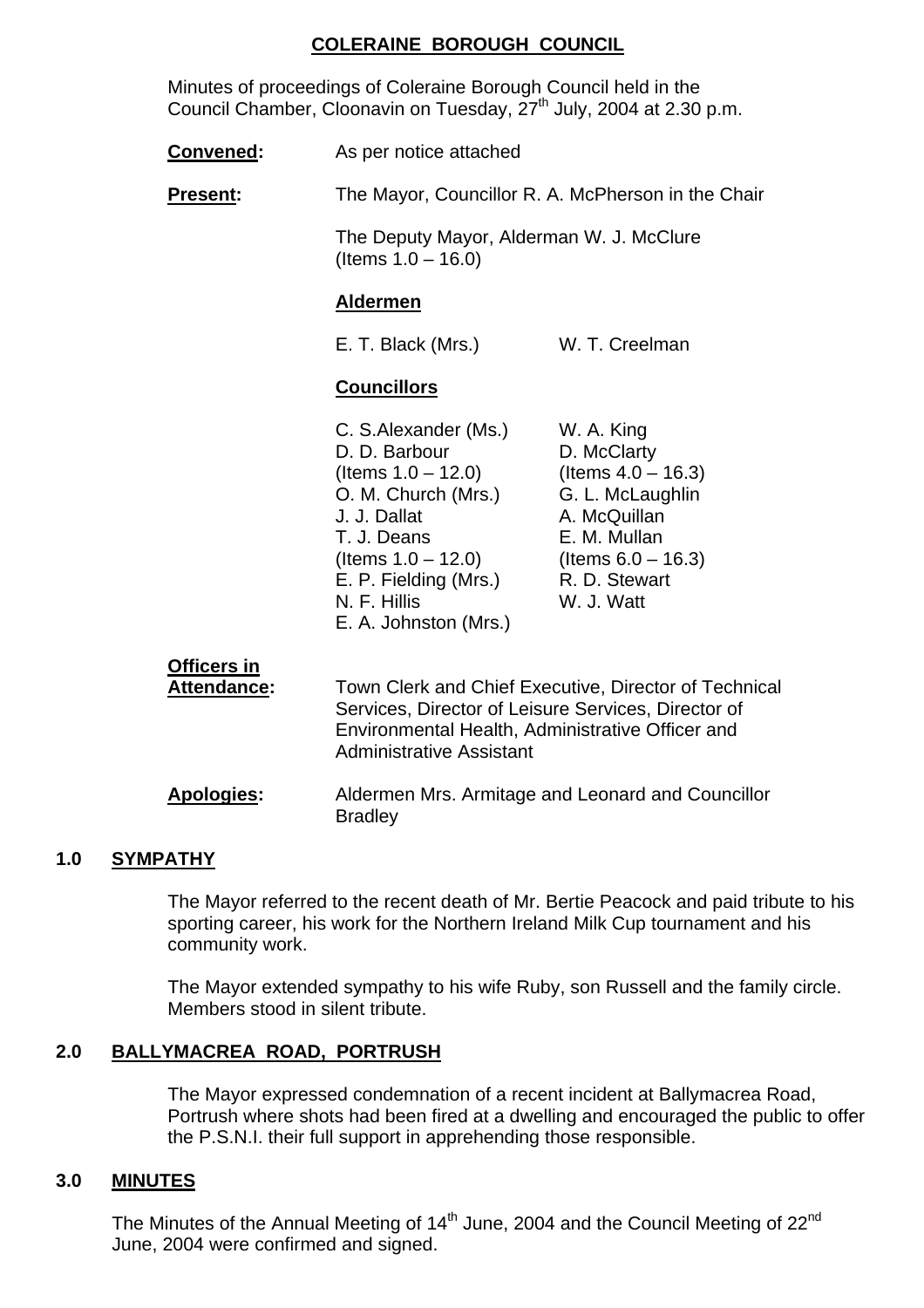# COLERAINE BOROUGH COUNCIL

Minutes of proceedings of Coleraine Borough Council held in the Council Chamber, Cloonavin on Tuesday, 27th July, 2004 at 2.30 p.m.

**Convened:** As per notice attached

**Present:** The Mayor, Councillor R. A. McPherson in the Chair

The Deputy Mayor, Alderman W. J. McClure (Items 1.0 – 16.0)

**Aldermen**

E. T. Black (Mrs.)
W. T. Creelman

**Councillors**

C. S.Alexander (Ms.)
D. D. Barbour (Items 1.0 – 12.0)
O. M. Church (Mrs.)
J. J. Dallat
T. J. Deans (Items 1.0 – 12.0)
E. P. Fielding (Mrs.)
N. F. Hillis
E. A. Johnston (Mrs.)
W. A. King
D. McClarty (Items 4.0 – 16.3)
G. L. McLaughlin
A. McQuillan
E. M. Mullan (Items 6.0 – 16.3)
R. D. Stewart
W. J. Watt

**Officers in Attendance:** Town Clerk and Chief Executive, Director of Technical Services, Director of Leisure Services, Director of Environmental Health, Administrative Officer and Administrative Assistant

**Apologies:** Aldermen Mrs. Armitage and Leonard and Councillor Bradley

## 1.0 SYMPATHY

The Mayor referred to the recent death of Mr. Bertie Peacock and paid tribute to his sporting career, his work for the Northern Ireland Milk Cup tournament and his community work.

The Mayor extended sympathy to his wife Ruby, son Russell and the family circle. Members stood in silent tribute.

## 2.0 BALLYMACREA ROAD, PORTRUSH

The Mayor expressed condemnation of a recent incident at Ballymacrea Road, Portrush where shots had been fired at a dwelling and encouraged the public to offer the P.S.N.I. their full support in apprehending those responsible.

## 3.0 MINUTES

The Minutes of the Annual Meeting of 14th June, 2004 and the Council Meeting of 22nd June, 2004 were confirmed and signed.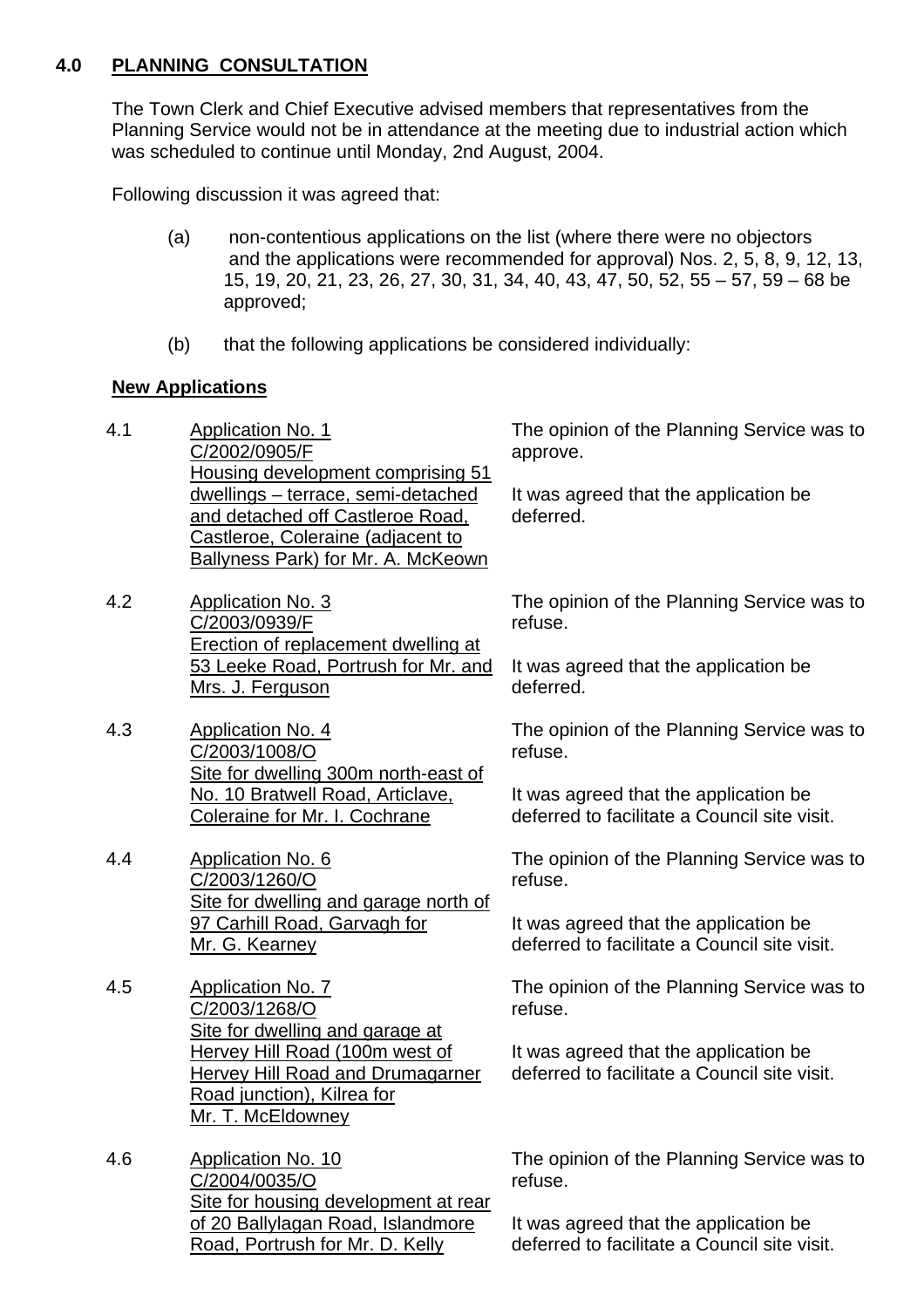## 4.0 PLANNING CONSULTATION

The Town Clerk and Chief Executive advised members that representatives from the Planning Service would not be in attendance at the meeting due to industrial action which was scheduled to continue until Monday, 2nd August, 2004.

Following discussion it was agreed that:

(a) non-contentious applications on the list (where there were no objectors and the applications were recommended for approval) Nos. 2, 5, 8, 9, 12, 13, 15, 19, 20, 21, 23, 26, 27, 30, 31, 34, 40, 43, 47, 50, 52, 55 – 57, 59 – 68 be approved;

(b) that the following applications be considered individually:

### New Applications

| | | |
|---|---|---|
| 4.1 | Application No. 1<br>C/2002/0905/F<br>Housing development comprising 51 dwellings – terrace, semi-detached and detached off Castleroe Road, Castleroe, Coleraine (adjacent to Ballyness Park) for Mr. A. McKeown | The opinion of the Planning Service was to approve.<br><br>It was agreed that the application be deferred. |
| 4.2 | Application No. 3<br>C/2003/0939/F<br>Erection of replacement dwelling at 53 Leeke Road, Portrush for Mr. and Mrs. J. Ferguson | The opinion of the Planning Service was to refuse.<br><br>It was agreed that the application be deferred. |
| 4.3 | Application No. 4<br>C/2003/1008/O<br>Site for dwelling 300m north-east of No. 10 Bratwell Road, Articlave, Coleraine for Mr. I. Cochrane | The opinion of the Planning Service was to refuse.<br><br>It was agreed that the application be deferred to facilitate a Council site visit. |
| 4.4 | Application No. 6<br>C/2003/1260/O<br>Site for dwelling and garage north of 97 Carhill Road, Garvagh for Mr. G. Kearney | The opinion of the Planning Service was to refuse.<br><br>It was agreed that the application be deferred to facilitate a Council site visit. |
| 4.5 | Application No. 7<br>C/2003/1268/O<br>Site for dwelling and garage at Hervey Hill Road (100m west of Hervey Hill Road and Drumagarner Road junction), Kilrea for Mr. T. McEldowney | The opinion of the Planning Service was to refuse.<br><br>It was agreed that the application be deferred to facilitate a Council site visit. |
| 4.6 | Application No. 10<br>C/2004/0035/O<br>Site for housing development at rear of 20 Ballylagan Road, Islandmore Road, Portrush for Mr. D. Kelly | The opinion of the Planning Service was to refuse.<br><br>It was agreed that the application be deferred to facilitate a Council site visit. |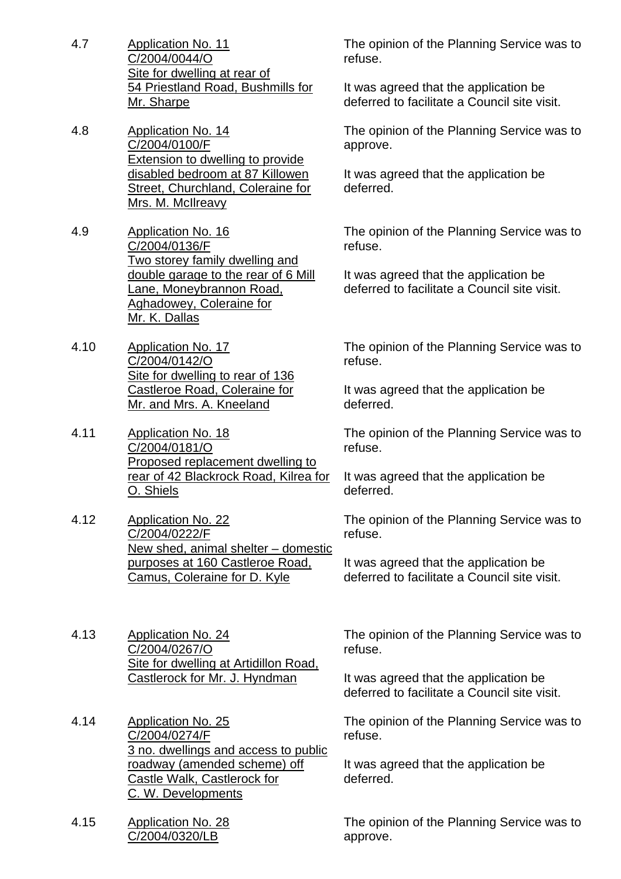4.7 Application No. 11
C/2004/0044/O
Site for dwelling at rear of 54 Priestland Road, Bushmills for Mr. Sharpe

The opinion of the Planning Service was to refuse.

It was agreed that the application be deferred to facilitate a Council site visit.

4.8 Application No. 14
C/2004/0100/F
Extension to dwelling to provide disabled bedroom at 87 Killowen Street, Churchland, Coleraine for Mrs. M. McIlreavy

The opinion of the Planning Service was to approve.

It was agreed that the application be deferred.

4.9 Application No. 16
C/2004/0136/F
Two storey family dwelling and double garage to the rear of 6 Mill Lane, Moneybrannon Road, Aghadowey, Coleraine for Mr. K. Dallas

The opinion of the Planning Service was to refuse.

It was agreed that the application be deferred to facilitate a Council site visit.

4.10 Application No. 17
C/2004/0142/O
Site for dwelling to rear of 136 Castleroe Road, Coleraine for Mr. and Mrs. A. Kneeland

The opinion of the Planning Service was to refuse.

It was agreed that the application be deferred.

4.11 Application No. 18
C/2004/0181/O
Proposed replacement dwelling to rear of 42 Blackrock Road, Kilrea for O. Shiels

The opinion of the Planning Service was to refuse.

It was agreed that the application be deferred.

4.12 Application No. 22
C/2004/0222/F
New shed, animal shelter – domestic purposes at 160 Castleroe Road, Camus, Coleraine for D. Kyle

The opinion of the Planning Service was to refuse.

It was agreed that the application be deferred to facilitate a Council site visit.

4.13 Application No. 24
C/2004/0267/O
Site for dwelling at Artidillon Road, Castlerock for Mr. J. Hyndman

The opinion of the Planning Service was to refuse.

It was agreed that the application be deferred to facilitate a Council site visit.

4.14 Application No. 25
C/2004/0274/F
3 no. dwellings and access to public roadway (amended scheme) off Castle Walk, Castlerock for C. W. Developments

The opinion of the Planning Service was to refuse.

It was agreed that the application be deferred.

4.15 Application No. 28
C/2004/0320/LB

The opinion of the Planning Service was to approve.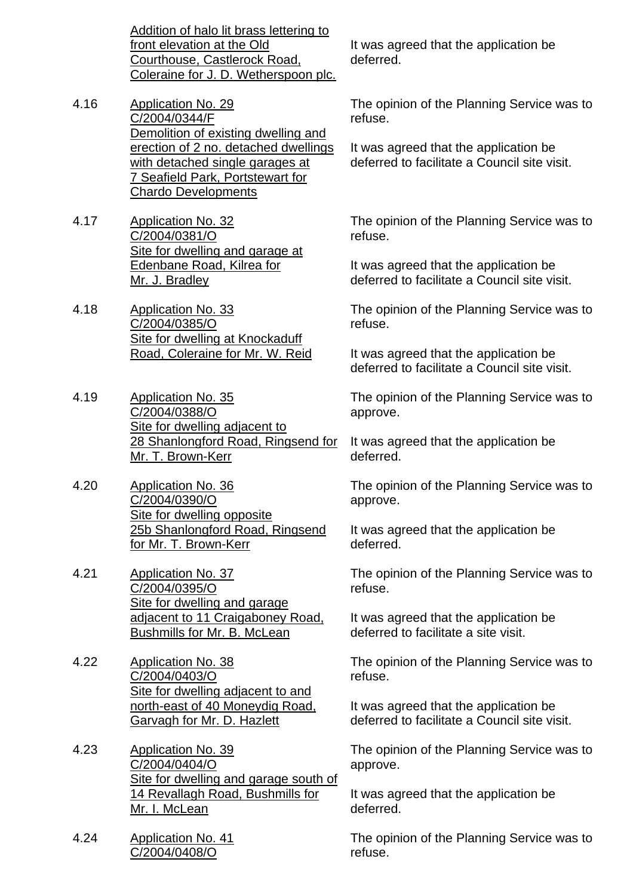| | | |
|---|---|---|
| | <u>Addition of halo lit brass lettering to front elevation at the Old Courthouse, Castlerock Road, Coleraine for J. D. Wetherspoon plc.</u> | It was agreed that the application be deferred. |
| 4.16 | <u>Application No. 29</u><br><u>C/2004/0344/F</u><br><u>Demolition of existing dwelling and erection of 2 no. detached dwellings with detached single garages at 7 Seafield Park, Portstewart for Chardo Developments</u> | The opinion of the Planning Service was to refuse.<br><br>It was agreed that the application be deferred to facilitate a Council site visit. |
| 4.17 | <u>Application No. 32</u><br><u>C/2004/0381/O</u><br><u>Site for dwelling and garage at Edenbane Road, Kilrea for Mr. J. Bradley</u> | The opinion of the Planning Service was to refuse.<br><br>It was agreed that the application be deferred to facilitate a Council site visit. |
| 4.18 | <u>Application No. 33</u><br><u>C/2004/0385/O</u><br><u>Site for dwelling at Knockaduff Road, Coleraine for Mr. W. Reid</u> | The opinion of the Planning Service was to refuse.<br><br>It was agreed that the application be deferred to facilitate a Council site visit. |
| 4.19 | <u>Application No. 35</u><br><u>C/2004/0388/O</u><br><u>Site for dwelling adjacent to 28 Shanlongford Road, Ringsend for Mr. T. Brown-Kerr</u> | The opinion of the Planning Service was to approve.<br><br>It was agreed that the application be deferred. |
| 4.20 | <u>Application No. 36</u><br><u>C/2004/0390/O</u><br><u>Site for dwelling opposite 25b Shanlongford Road, Ringsend for Mr. T. Brown-Kerr</u> | The opinion of the Planning Service was to approve.<br><br>It was agreed that the application be deferred. |
| 4.21 | <u>Application No. 37</u><br><u>C/2004/0395/O</u><br><u>Site for dwelling and garage adjacent to 11 Craigaboney Road, Bushmills for Mr. B. McLean</u> | The opinion of the Planning Service was to refuse.<br><br>It was agreed that the application be deferred to facilitate a site visit. |
| 4.22 | <u>Application No. 38</u><br><u>C/2004/0403/O</u><br><u>Site for dwelling adjacent to and north-east of 40 Moneydig Road, Garvagh for Mr. D. Hazlett</u> | The opinion of the Planning Service was to refuse.<br><br>It was agreed that the application be deferred to facilitate a Council site visit. |
| 4.23 | <u>Application No. 39</u><br><u>C/2004/0404/O</u><br><u>Site for dwelling and garage south of 14 Revallagh Road, Bushmills for Mr. I. McLean</u> | The opinion of the Planning Service was to approve.<br><br>It was agreed that the application be deferred. |
| 4.24 | <u>Application No. 41</u><br><u>C/2004/0408/O</u> | The opinion of the Planning Service was to refuse. |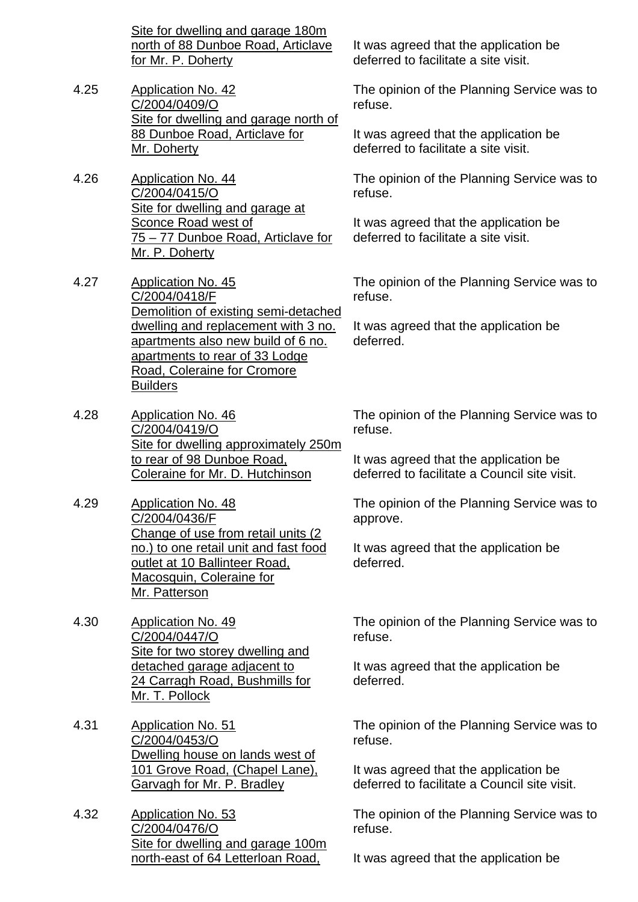Site for dwelling and garage 180m north of 88 Dunboe Road, Articlave for Mr. P. Doherty

It was agreed that the application be deferred to facilitate a site visit.

4.25 Application No. 42
C/2004/0409/O
Site for dwelling and garage north of 88 Dunboe Road, Articlave for Mr. Doherty

The opinion of the Planning Service was to refuse.

It was agreed that the application be deferred to facilitate a site visit.

4.26 Application No. 44
C/2004/0415/O
Site for dwelling and garage at Sconce Road west of 75 – 77 Dunboe Road, Articlave for Mr. P. Doherty

The opinion of the Planning Service was to refuse.

It was agreed that the application be deferred to facilitate a site visit.

4.27 Application No. 45
C/2004/0418/F
Demolition of existing semi-detached dwelling and replacement with 3 no. apartments also new build of 6 no. apartments to rear of 33 Lodge Road, Coleraine for Cromore Builders

The opinion of the Planning Service was to refuse.

It was agreed that the application be deferred.

4.28 Application No. 46
C/2004/0419/O
Site for dwelling approximately 250m to rear of 98 Dunboe Road, Coleraine for Mr. D. Hutchinson

The opinion of the Planning Service was to refuse.

It was agreed that the application be deferred to facilitate a Council site visit.

4.29 Application No. 48
C/2004/0436/F
Change of use from retail units (2 no.) to one retail unit and fast food outlet at 10 Ballinteer Road, Macosquin, Coleraine for Mr. Patterson

The opinion of the Planning Service was to approve.

It was agreed that the application be deferred.

4.30 Application No. 49
C/2004/0447/O
Site for two storey dwelling and detached garage adjacent to 24 Carragh Road, Bushmills for Mr. T. Pollock

The opinion of the Planning Service was to refuse.

It was agreed that the application be deferred.

4.31 Application No. 51
C/2004/0453/O
Dwelling house on lands west of 101 Grove Road, (Chapel Lane), Garvagh for Mr. P. Bradley

The opinion of the Planning Service was to refuse.

It was agreed that the application be deferred to facilitate a Council site visit.

4.32 Application No. 53
C/2004/0476/O
Site for dwelling and garage 100m north-east of 64 Letterloan Road,

The opinion of the Planning Service was to refuse.

It was agreed that the application be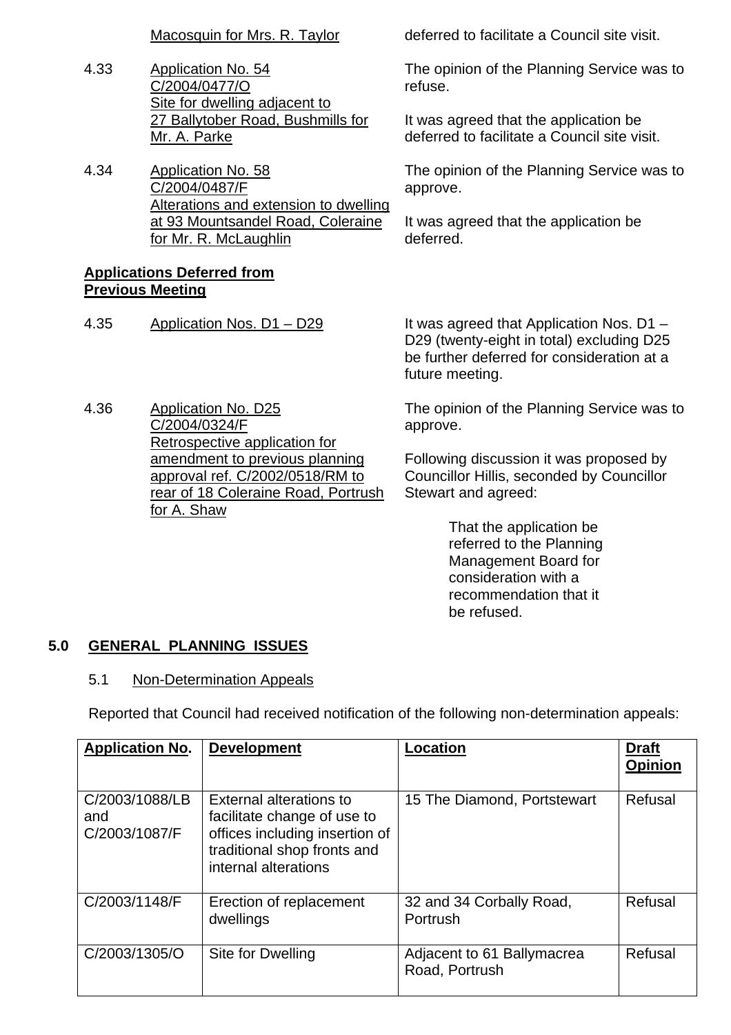Macosquin for Mrs. R. Taylor — deferred to facilitate a Council site visit.

4.33 Application No. 54
C/2004/0477/O
Site for dwelling adjacent to 27 Ballytober Road, Bushmills for Mr. A. Parke

The opinion of the Planning Service was to refuse.

It was agreed that the application be deferred to facilitate a Council site visit.

4.34 Application No. 58
C/2004/0487/F
Alterations and extension to dwelling at 93 Mountsandel Road, Coleraine for Mr. R. McLaughlin

The opinion of the Planning Service was to approve.

It was agreed that the application be deferred.

**Applications Deferred from Previous Meeting**

4.35 Application Nos. D1 – D29

It was agreed that Application Nos. D1 – D29 (twenty-eight in total) excluding D25 be further deferred for consideration at a future meeting.

4.36 Application No. D25
C/2004/0324/F
Retrospective application for amendment to previous planning approval ref. C/2002/0518/RM to rear of 18 Coleraine Road, Portrush for A. Shaw

The opinion of the Planning Service was to approve.

Following discussion it was proposed by Councillor Hillis, seconded by Councillor Stewart and agreed:

> That the application be referred to the Planning Management Board for consideration with a recommendation that it be refused.

## 5.0 GENERAL PLANNING ISSUES

### 5.1 Non-Determination Appeals

Reported that Council had received notification of the following non-determination appeals:

| **Application No.** | **Development** | **Location** | **Draft Opinion** |
|---|---|---|---|
| C/2003/1088/LB and C/2003/1087/F | External alterations to facilitate change of use to offices including insertion of traditional shop fronts and internal alterations | 15 The Diamond, Portstewart | Refusal |
| C/2003/1148/F | Erection of replacement dwellings | 32 and 34 Corbally Road, Portrush | Refusal |
| C/2003/1305/O | Site for Dwelling | Adjacent to 61 Ballymacrea Road, Portrush | Refusal |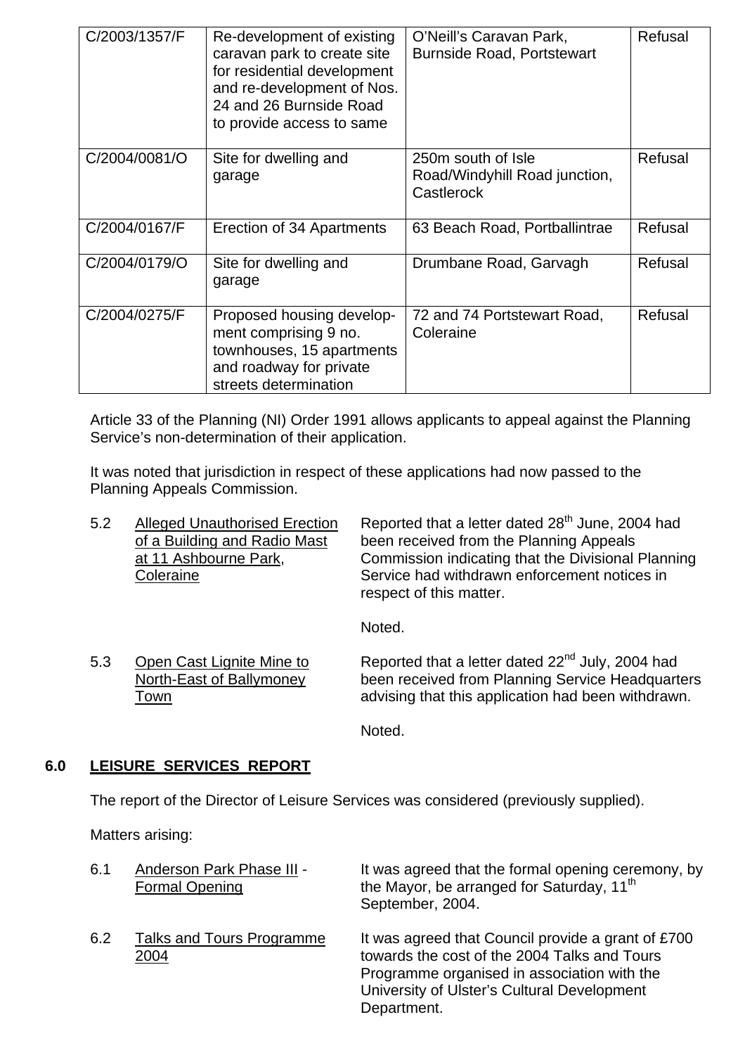| C/2003/1357/F | Re-development of existing caravan park to create site for residential development and re-development of Nos. 24 and 26 Burnside Road to provide access to same | O'Neill's Caravan Park, Burnside Road, Portstewart | Refusal |
|---|---|---|---|
| C/2004/0081/O | Site for dwelling and garage | 250m south of Isle Road/Windyhill Road junction, Castlerock | Refusal |
| C/2004/0167/F | Erection of 34 Apartments | 63 Beach Road, Portballintrae | Refusal |
| C/2004/0179/O | Site for dwelling and garage | Drumbane Road, Garvagh | Refusal |
| C/2004/0275/F | Proposed housing develop-ment comprising 9 no. townhouses, 15 apartments and roadway for private streets determination | 72 and 74 Portstewart Road, Coleraine | Refusal |

Article 33 of the Planning (NI) Order 1991 allows applicants to appeal against the Planning Service's non-determination of their application.

It was noted that jurisdiction in respect of these applications had now passed to the Planning Appeals Commission.

5.2 Alleged Unauthorised Erection of a Building and Radio Mast at 11 Ashbourne Park, Coleraine

Reported that a letter dated 28th June, 2004 had been received from the Planning Appeals Commission indicating that the Divisional Planning Service had withdrawn enforcement notices in respect of this matter.

Noted.

5.3 Open Cast Lignite Mine to North-East of Ballymoney Town

Reported that a letter dated 22nd July, 2004 had been received from Planning Service Headquarters advising that this application had been withdrawn.

Noted.

## 6.0 LEISURE SERVICES REPORT

The report of the Director of Leisure Services was considered (previously supplied).

Matters arising:

6.1 Anderson Park Phase III - Formal Opening

It was agreed that the formal opening ceremony, by the Mayor, be arranged for Saturday, 11th September, 2004.

6.2 Talks and Tours Programme 2004

It was agreed that Council provide a grant of £700 towards the cost of the 2004 Talks and Tours Programme organised in association with the University of Ulster's Cultural Development Department.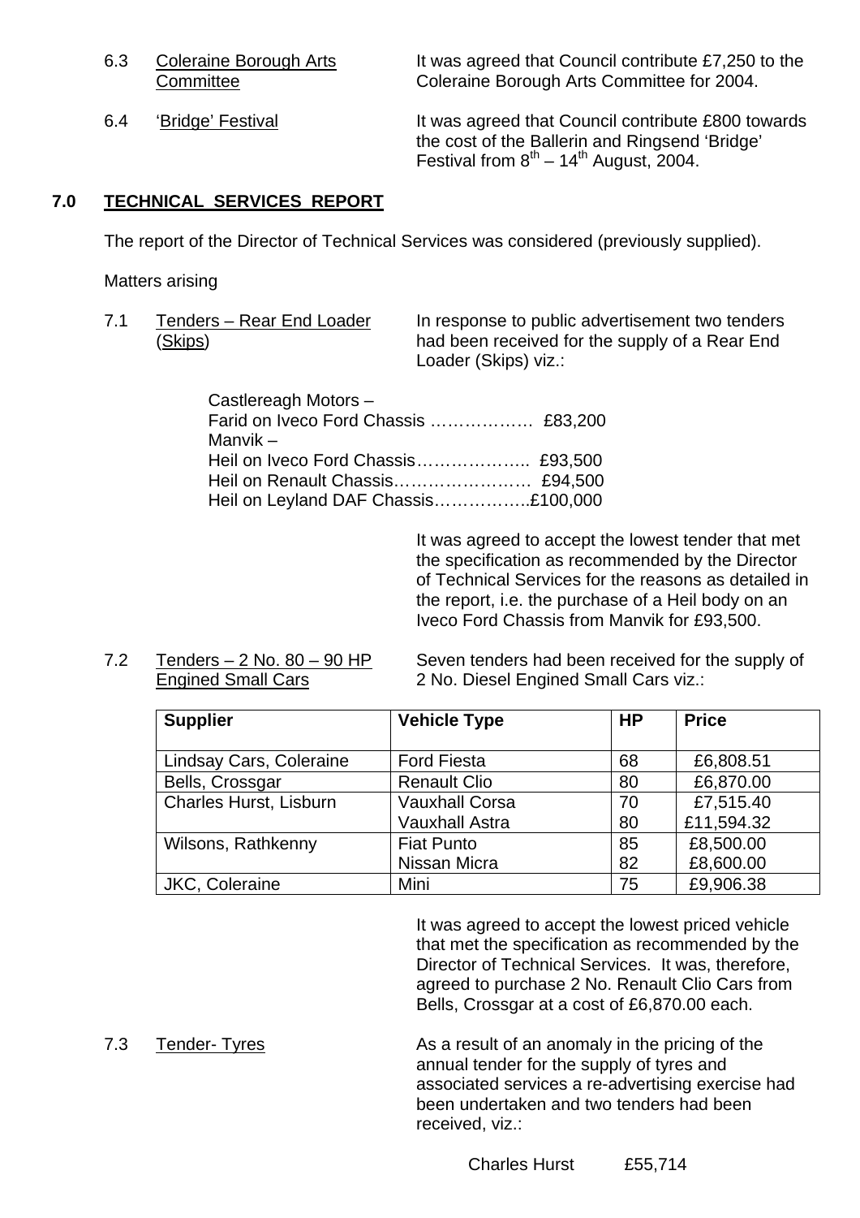6.3 Coleraine Borough Arts Committee

It was agreed that Council contribute £7,250 to the Coleraine Borough Arts Committee for 2004.

6.4 'Bridge' Festival

It was agreed that Council contribute £800 towards the cost of the Ballerin and Ringsend 'Bridge' Festival from 8th – 14th August, 2004.

## 7.0 TECHNICAL SERVICES REPORT

The report of the Director of Technical Services was considered (previously supplied).

Matters arising

7.1 Tenders – Rear End Loader (Skips)

In response to public advertisement two tenders had been received for the supply of a Rear End Loader (Skips) viz.:

Castlereagh Motors –
Farid on Iveco Ford Chassis ……………… £83,200
Manvik –
Heil on Iveco Ford Chassis……………….. £93,500
Heil on Renault Chassis…………………… £94,500
Heil on Leyland DAF Chassis……………..£100,000

It was agreed to accept the lowest tender that met the specification as recommended by the Director of Technical Services for the reasons as detailed in the report, i.e. the purchase of a Heil body on an Iveco Ford Chassis from Manvik for £93,500.

7.2 Tenders – 2 No. 80 – 90 HP Engined Small Cars

Seven tenders had been received for the supply of 2 No. Diesel Engined Small Cars viz.:

| Supplier | Vehicle Type | HP | Price |
|---|---|---|---|
| Lindsay Cars, Coleraine | Ford Fiesta | 68 | £6,808.51 |
| Bells, Crossgar | Renault Clio | 80 | £6,870.00 |
| Charles Hurst, Lisburn | Vauxhall Corsa | 70 | £7,515.40 |
| | Vauxhall Astra | 80 | £11,594.32 |
| Wilsons, Rathkenny | Fiat Punto | 85 | £8,500.00 |
| | Nissan Micra | 82 | £8,600.00 |
| JKC, Coleraine | Mini | 75 | £9,906.38 |

It was agreed to accept the lowest priced vehicle that met the specification as recommended by the Director of Technical Services. It was, therefore, agreed to purchase 2 No. Renault Clio Cars from Bells, Crossgar at a cost of £6,870.00 each.

7.3 Tender- Tyres

As a result of an anomaly in the pricing of the annual tender for the supply of tyres and associated services a re-advertising exercise had been undertaken and two tenders had been received, viz.:

Charles Hurst £55,714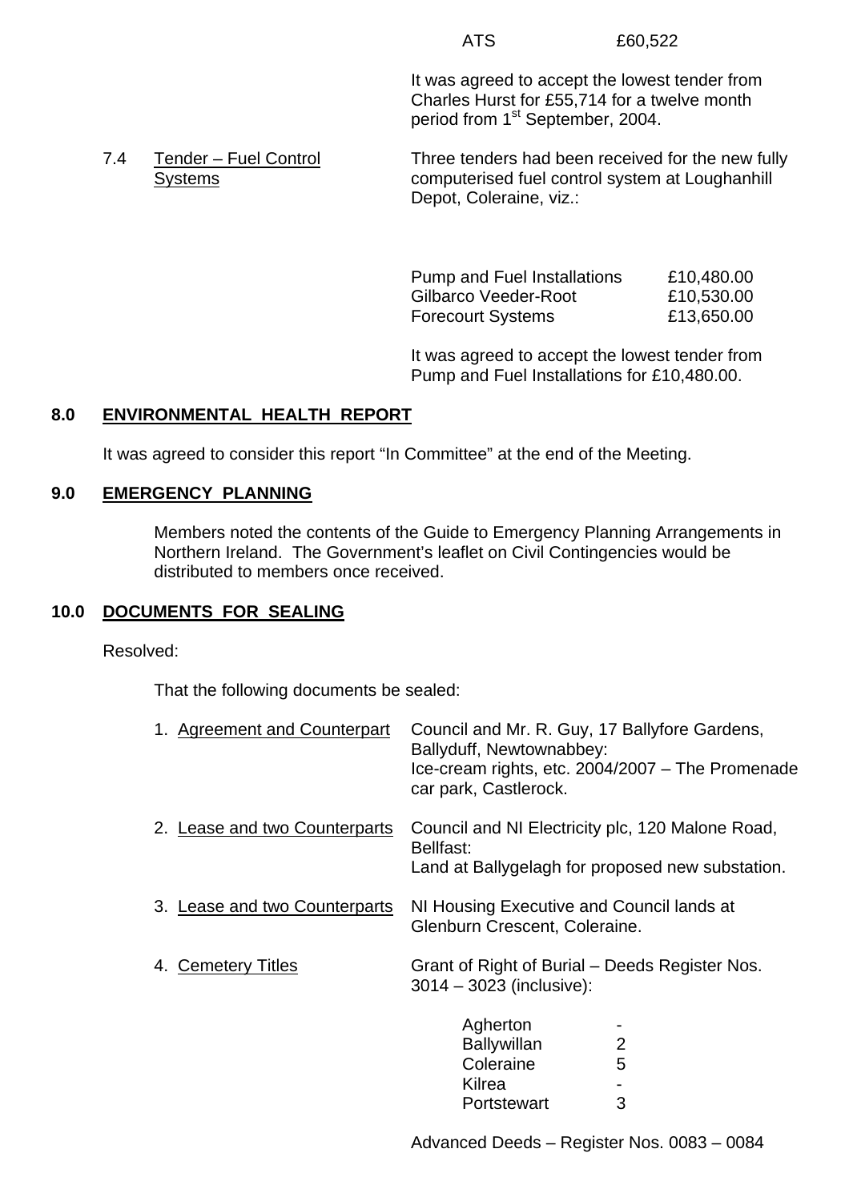| | |
|---|---|
| ATS | £60,522 |

It was agreed to accept the lowest tender from Charles Hurst for £55,714 for a twelve month period from 1st September, 2004.

7.4 Tender – Fuel Control Systems

Three tenders had been received for the new fully computerised fuel control system at Loughanhill Depot, Coleraine, viz.:

| | |
|---|---|
| Pump and Fuel Installations | £10,480.00 |
| Gilbarco Veeder-Root | £10,530.00 |
| Forecourt Systems | £13,650.00 |

It was agreed to accept the lowest tender from Pump and Fuel Installations for £10,480.00.

## 8.0 ENVIRONMENTAL HEALTH REPORT

It was agreed to consider this report "In Committee" at the end of the Meeting.

## 9.0 EMERGENCY PLANNING

Members noted the contents of the Guide to Emergency Planning Arrangements in Northern Ireland. The Government's leaflet on Civil Contingencies would be distributed to members once received.

## 10.0 DOCUMENTS FOR SEALING

Resolved:

That the following documents be sealed:

1. Agreement and Counterpart — Council and Mr. R. Guy, 17 Ballyfore Gardens, Ballyduff, Newtownabbey: Ice-cream rights, etc. 2004/2007 – The Promenade car park, Castlerock.

2. Lease and two Counterparts — Council and NI Electricity plc, 120 Malone Road, Bellfast: Land at Ballygelagh for proposed new substation.

3. Lease and two Counterparts — NI Housing Executive and Council lands at Glenburn Crescent, Coleraine.

4. Cemetery Titles — Grant of Right of Burial – Deeds Register Nos. 3014 – 3023 (inclusive):

| | |
|---|---|
| Agherton | - |
| Ballywillan | 2 |
| Coleraine | 5 |
| Kilrea | - |
| Portstewart | 3 |

Advanced Deeds – Register Nos. 0083 – 0084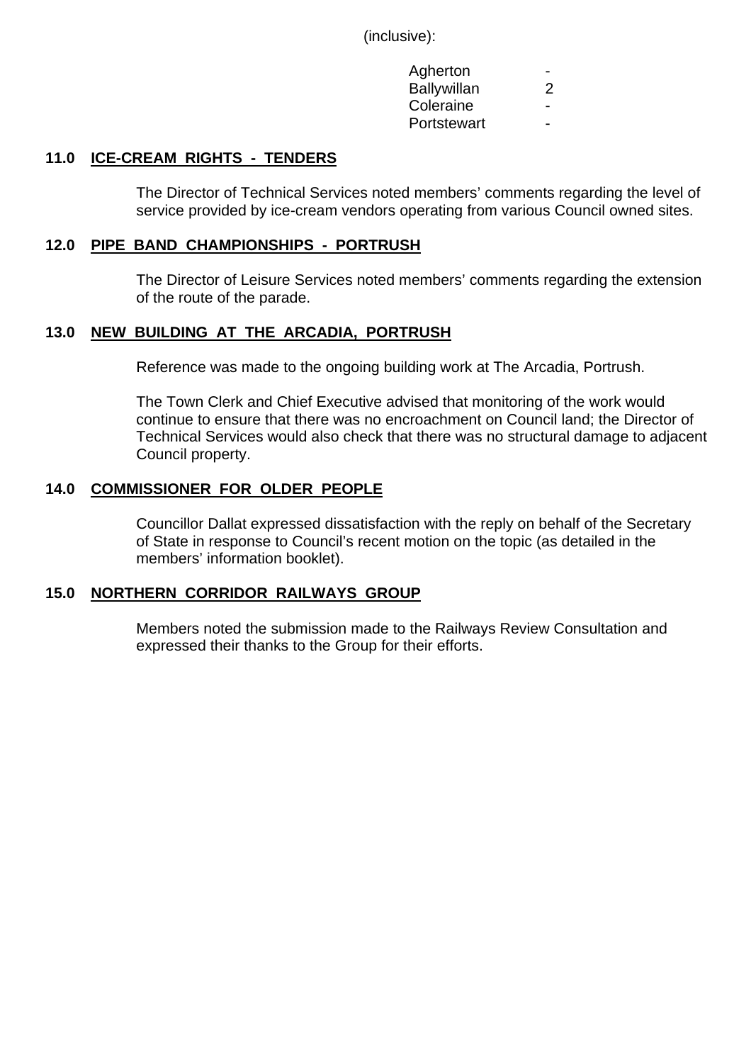(inclusive):

| | |
|---|---|
| Agherton | - |
| Ballywillan | 2 |
| Coleraine | - |
| Portstewart | - |

## 11.0 ICE-CREAM RIGHTS - TENDERS

The Director of Technical Services noted members' comments regarding the level of service provided by ice-cream vendors operating from various Council owned sites.

## 12.0 PIPE BAND CHAMPIONSHIPS - PORTRUSH

The Director of Leisure Services noted members' comments regarding the extension of the route of the parade.

## 13.0 NEW BUILDING AT THE ARCADIA, PORTRUSH

Reference was made to the ongoing building work at The Arcadia, Portrush.

The Town Clerk and Chief Executive advised that monitoring of the work would continue to ensure that there was no encroachment on Council land; the Director of Technical Services would also check that there was no structural damage to adjacent Council property.

## 14.0 COMMISSIONER FOR OLDER PEOPLE

Councillor Dallat expressed dissatisfaction with the reply on behalf of the Secretary of State in response to Council's recent motion on the topic (as detailed in the members' information booklet).

## 15.0 NORTHERN CORRIDOR RAILWAYS GROUP

Members noted the submission made to the Railways Review Consultation and expressed their thanks to the Group for their efforts.